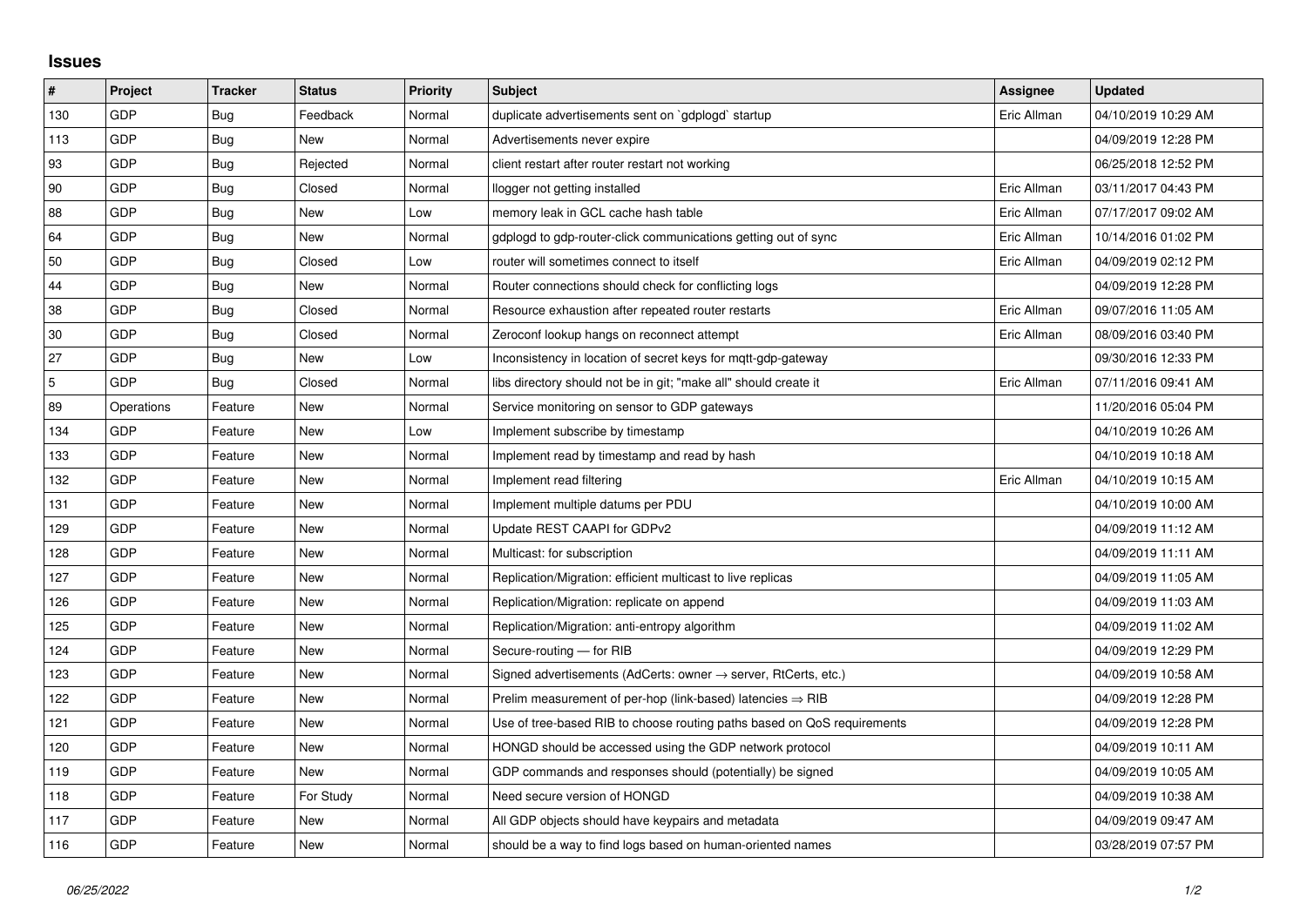## Issues

| # | Project | Tracker | Status | Priority | Subject | Assignee | Updated |
|---|---|---|---|---|---|---|---|
| 130 | GDP | Bug | Feedback | Normal | duplicate advertisements sent on `gdplogd` startup | Eric Allman | 04/10/2019 10:29 AM |
| 113 | GDP | Bug | New | Normal | Advertisements never expire | | 04/09/2019 12:28 PM |
| 93 | GDP | Bug | Rejected | Normal | client restart after router restart not working | | 06/25/2018 12:52 PM |
| 90 | GDP | Bug | Closed | Normal | llogger not getting installed | Eric Allman | 03/11/2017 04:43 PM |
| 88 | GDP | Bug | New | Low | memory leak in GCL cache hash table | Eric Allman | 07/17/2017 09:02 AM |
| 64 | GDP | Bug | New | Normal | gdplogd to gdp-router-click communications getting out of sync | Eric Allman | 10/14/2016 01:02 PM |
| 50 | GDP | Bug | Closed | Low | router will sometimes connect to itself | Eric Allman | 04/09/2019 02:12 PM |
| 44 | GDP | Bug | New | Normal | Router connections should check for conflicting logs | | 04/09/2019 12:28 PM |
| 38 | GDP | Bug | Closed | Normal | Resource exhaustion after repeated router restarts | Eric Allman | 09/07/2016 11:05 AM |
| 30 | GDP | Bug | Closed | Normal | Zeroconf lookup hangs on reconnect attempt | Eric Allman | 08/09/2016 03:40 PM |
| 27 | GDP | Bug | New | Low | Inconsistency in location of secret keys for mqtt-gdp-gateway | | 09/30/2016 12:33 PM |
| 5 | GDP | Bug | Closed | Normal | libs directory should not be in git; "make all" should create it | Eric Allman | 07/11/2016 09:41 AM |
| 89 | Operations | Feature | New | Normal | Service monitoring on sensor to GDP gateways | | 11/20/2016 05:04 PM |
| 134 | GDP | Feature | New | Low | Implement subscribe by timestamp | | 04/10/2019 10:26 AM |
| 133 | GDP | Feature | New | Normal | Implement read by timestamp and read by hash | | 04/10/2019 10:18 AM |
| 132 | GDP | Feature | New | Normal | Implement read filtering | Eric Allman | 04/10/2019 10:15 AM |
| 131 | GDP | Feature | New | Normal | Implement multiple datums per PDU | | 04/10/2019 10:00 AM |
| 129 | GDP | Feature | New | Normal | Update REST CAAPI for GDPv2 | | 04/09/2019 11:12 AM |
| 128 | GDP | Feature | New | Normal | Multicast: for subscription | | 04/09/2019 11:11 AM |
| 127 | GDP | Feature | New | Normal | Replication/Migration: efficient multicast to live replicas | | 04/09/2019 11:05 AM |
| 126 | GDP | Feature | New | Normal | Replication/Migration: replicate on append | | 04/09/2019 11:03 AM |
| 125 | GDP | Feature | New | Normal | Replication/Migration: anti-entropy algorithm | | 04/09/2019 11:02 AM |
| 124 | GDP | Feature | New | Normal | Secure-routing — for RIB | | 04/09/2019 12:29 PM |
| 123 | GDP | Feature | New | Normal | Signed advertisements (AdCerts: owner → server, RtCerts, etc.) | | 04/09/2019 10:58 AM |
| 122 | GDP | Feature | New | Normal | Prelim measurement of per-hop (link-based) latencies ⇒ RIB | | 04/09/2019 12:28 PM |
| 121 | GDP | Feature | New | Normal | Use of tree-based RIB to choose routing paths based on QoS requirements | | 04/09/2019 12:28 PM |
| 120 | GDP | Feature | New | Normal | HONGD should be accessed using the GDP network protocol | | 04/09/2019 10:11 AM |
| 119 | GDP | Feature | New | Normal | GDP commands and responses should (potentially) be signed | | 04/09/2019 10:05 AM |
| 118 | GDP | Feature | For Study | Normal | Need secure version of HONGD | | 04/09/2019 10:38 AM |
| 117 | GDP | Feature | New | Normal | All GDP objects should have keypairs and metadata | | 04/09/2019 09:47 AM |
| 116 | GDP | Feature | New | Normal | should be a way to find logs based on human-oriented names | | 03/28/2019 07:57 PM |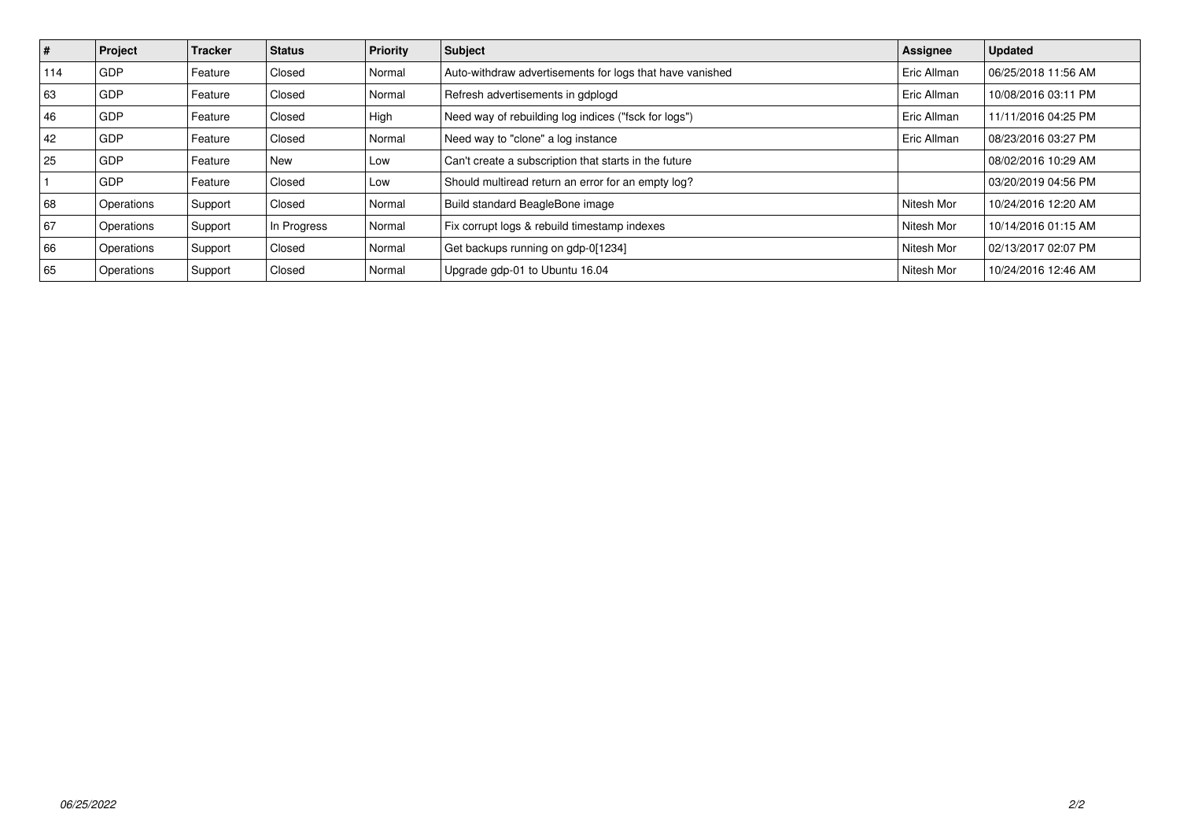| # | Project | Tracker | Status | Priority | Subject | Assignee | Updated |
|---|---|---|---|---|---|---|---|
| 114 | GDP | Feature | Closed | Normal | Auto-withdraw advertisements for logs that have vanished | Eric Allman | 06/25/2018 11:56 AM |
| 63 | GDP | Feature | Closed | Normal | Refresh advertisements in gdplogd | Eric Allman | 10/08/2016 03:11 PM |
| 46 | GDP | Feature | Closed | High | Need way of rebuilding log indices ("fsck for logs") | Eric Allman | 11/11/2016 04:25 PM |
| 42 | GDP | Feature | Closed | Normal | Need way to "clone" a log instance | Eric Allman | 08/23/2016 03:27 PM |
| 25 | GDP | Feature | New | Low | Can't create a subscription that starts in the future | | 08/02/2016 10:29 AM |
| 1 | GDP | Feature | Closed | Low | Should multiread return an error for an empty log? | | 03/20/2019 04:56 PM |
| 68 | Operations | Support | Closed | Normal | Build standard BeagleBone image | Nitesh Mor | 10/24/2016 12:20 AM |
| 67 | Operations | Support | In Progress | Normal | Fix corrupt logs & rebuild timestamp indexes | Nitesh Mor | 10/14/2016 01:15 AM |
| 66 | Operations | Support | Closed | Normal | Get backups running on gdp-0[1234] | Nitesh Mor | 02/13/2017 02:07 PM |
| 65 | Operations | Support | Closed | Normal | Upgrade gdp-01 to Ubuntu 16.04 | Nitesh Mor | 10/24/2016 12:46 AM |